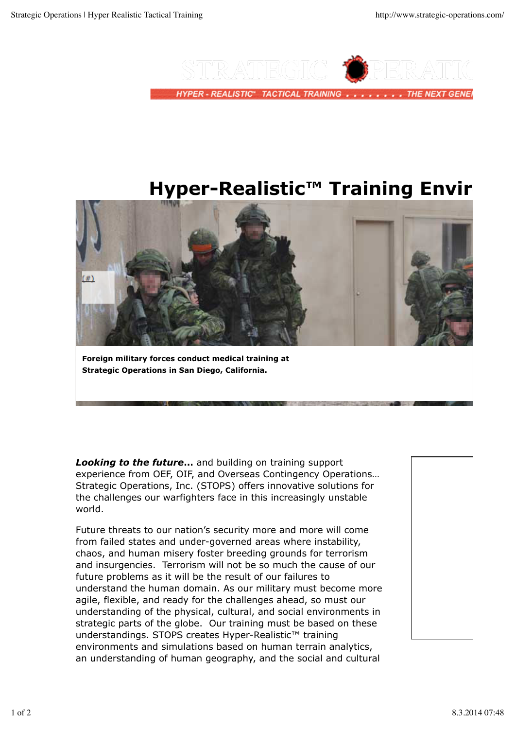# Hyper-Realistic™ Training Envir

Foreign military forces conduct medical training at Strategic Operations in San Diego, California.

***Looking to the future*...** and building on training support experience from OEF, OIF, and Overseas Contingency Operations… Strategic Operations, Inc. (STOPS) offers innovative solutions for the challenges our warfighters face in this increasingly unstable world.

Future threats to our nation's security more and more will come from failed states and under-governed areas where instability, chaos, and human misery foster breeding grounds for terrorism and insurgencies. Terrorism will not be so much the cause of our future problems as it will be the result of our failures to understand the human domain. As our military must become more agile, flexible, and ready for the challenges ahead, so must our understanding of the physical, cultural, and social environments in strategic parts of the globe. Our training must be based on these understandings. STOPS creates Hyper-Realistic™ training environments and simulations based on human terrain analytics, an understanding of human geography, and the social and cultural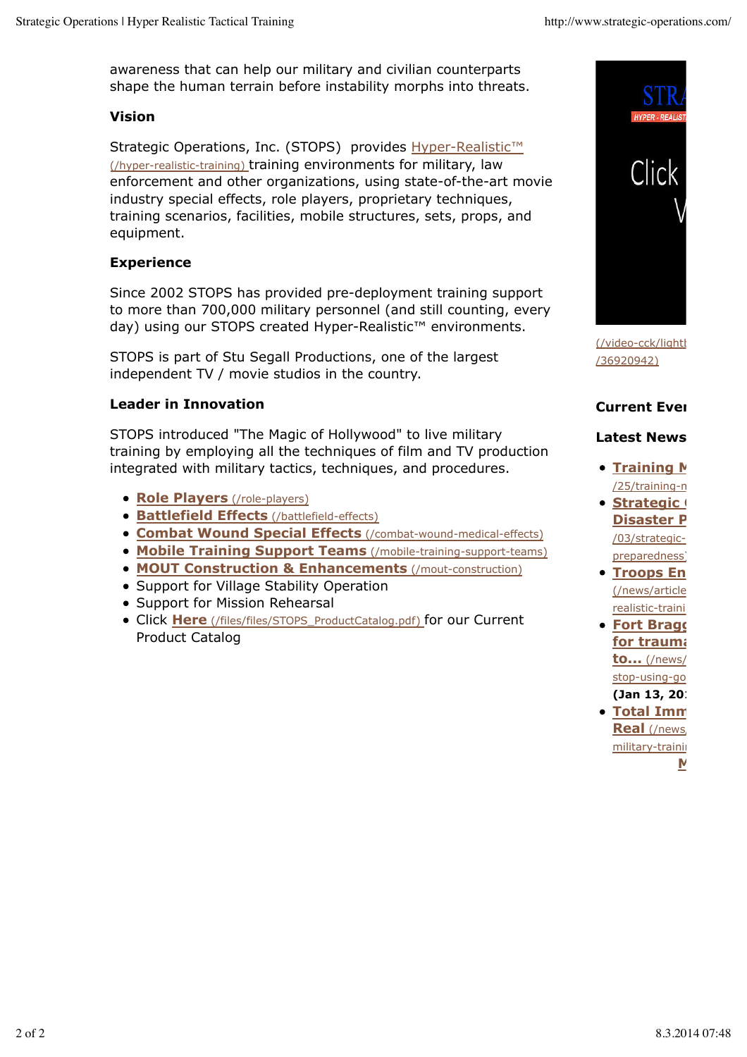awareness that can help our military and civilian counterparts shape the human terrain before instability morphs into threats.

### Vision

Strategic Operations, Inc. (STOPS) provides Hyper-Realistic™ (/hyper-realistic-training) training environments for military, law enforcement and other organizations, using state-of-the-art movie industry special effects, role players, proprietary techniques, training scenarios, facilities, mobile structures, sets, props, and equipment.

### Experience

Since 2002 STOPS has provided pre-deployment training support to more than 700,000 military personnel (and still counting, every day) using our STOPS created Hyper-Realistic™ environments.

STOPS is part of Stu Segall Productions, one of the largest independent TV / movie studios in the country.

### Leader in Innovation

STOPS introduced "The Magic of Hollywood" to live military training by employing all the techniques of film and TV production integrated with military tactics, techniques, and procedures.

- **Role Players** (/role-players)
- **Battlefield Effects** (/battlefield-effects)
- **Combat Wound Special Effects** (/combat-wound-medical-effects)
- **Mobile Training Support Teams** (/mobile-training-support-teams)
- **MOUT Construction & Enhancements** (/mout-construction)
- Support for Village Stability Operation
- Support for Mission Rehearsal
- Click **Here** (/files/files/STOPS_ProductCatalog.pdf) for our Current Product Catalog

STR
HYPER - REALIST
Click
V

(/video-cck/lightt
/36920942)

### Current Even

### Latest News

- **Training M** /25/training-n
- **Strategic Disaster P** /03/strategic- preparedness
- **Troops En** (/news/article realistic-traini
- **Fort Bragg for trauma to...** (/news/ stop-using-go **(Jan 13, 20**
- **Total Imm Real** (/news/ military-trainin **M**